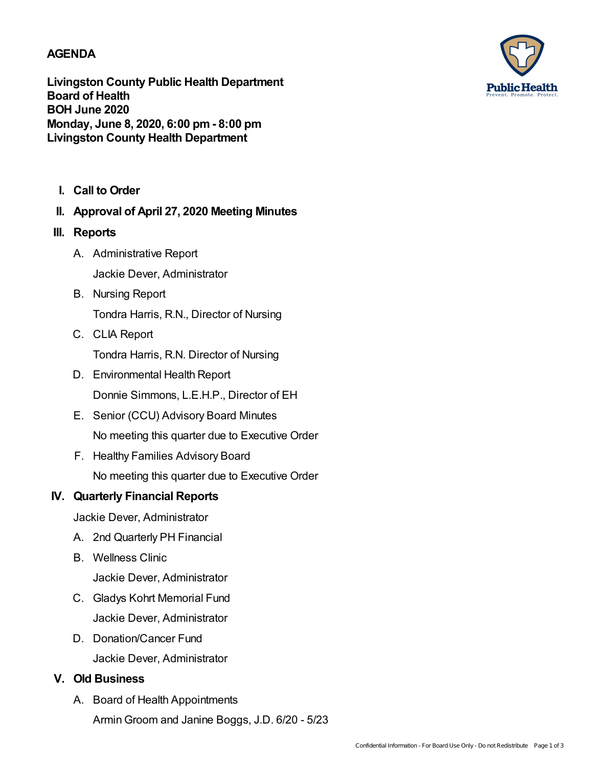# AGENDA

**Livingston County Public Health Department**
**Board of Health**
**BOH June 2020**
**Monday, June 8, 2020, 6:00 pm - 8:00 pm**
**Livingston County Health Department**

## I. Call to Order

## II. Approval of April 27, 2020 Meeting Minutes

## III. Reports

A. Administrative Report

Jackie Dever, Administrator

B. Nursing Report

Tondra Harris, R.N., Director of Nursing

C. CLIA Report

Tondra Harris, R.N. Director of Nursing

D. Environmental Health Report

Donnie Simmons, L.E.H.P., Director of EH

E. Senior (CCU) Advisory Board Minutes

No meeting this quarter due to Executive Order

F. Healthy Families Advisory Board

No meeting this quarter due to Executive Order

## IV. Quarterly Financial Reports

Jackie Dever, Administrator

A. 2nd Quarterly PH Financial

B. Wellness Clinic

Jackie Dever, Administrator

C. Gladys Kohrt Memorial Fund

Jackie Dever, Administrator

D. Donation/Cancer Fund

Jackie Dever, Administrator

## V. Old Business

A. Board of Health Appointments

Armin Groom and Janine Boggs, J.D. 6/20 - 5/23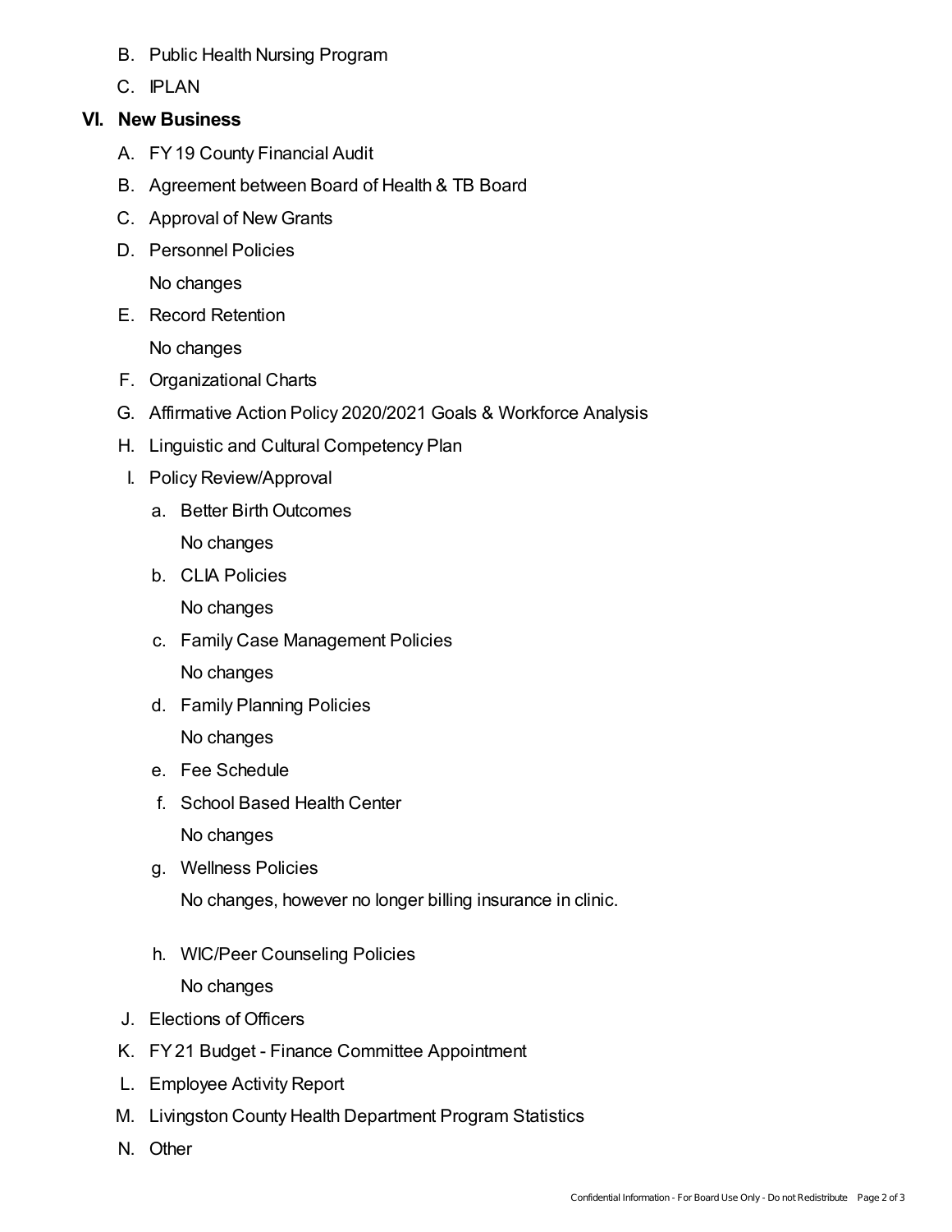B. Public Health Nursing Program

C. IPLAN

## VI. New Business

A. FY 19 County Financial Audit

B. Agreement between Board of Health & TB Board

C. Approval of New Grants

D. Personnel Policies

   No changes

E. Record Retention

   No changes

F. Organizational Charts

G. Affirmative Action Policy 2020/2021 Goals & Workforce Analysis

H. Linguistic and Cultural Competency Plan

I. Policy Review/Approval

   a. Better Birth Outcomes

      No changes

   b. CLIA Policies

      No changes

   c. Family Case Management Policies

      No changes

   d. Family Planning Policies

      No changes

   e. Fee Schedule

   f. School Based Health Center

      No changes

   g. Wellness Policies

      No changes, however no longer billing insurance in clinic.

   h. WIC/Peer Counseling Policies

      No changes

J. Elections of Officers

K. FY 21 Budget - Finance Committee Appointment

L. Employee Activity Report

M. Livingston County Health Department Program Statistics

N. Other

Confidential Information - For Board Use Only - Do not Redistribute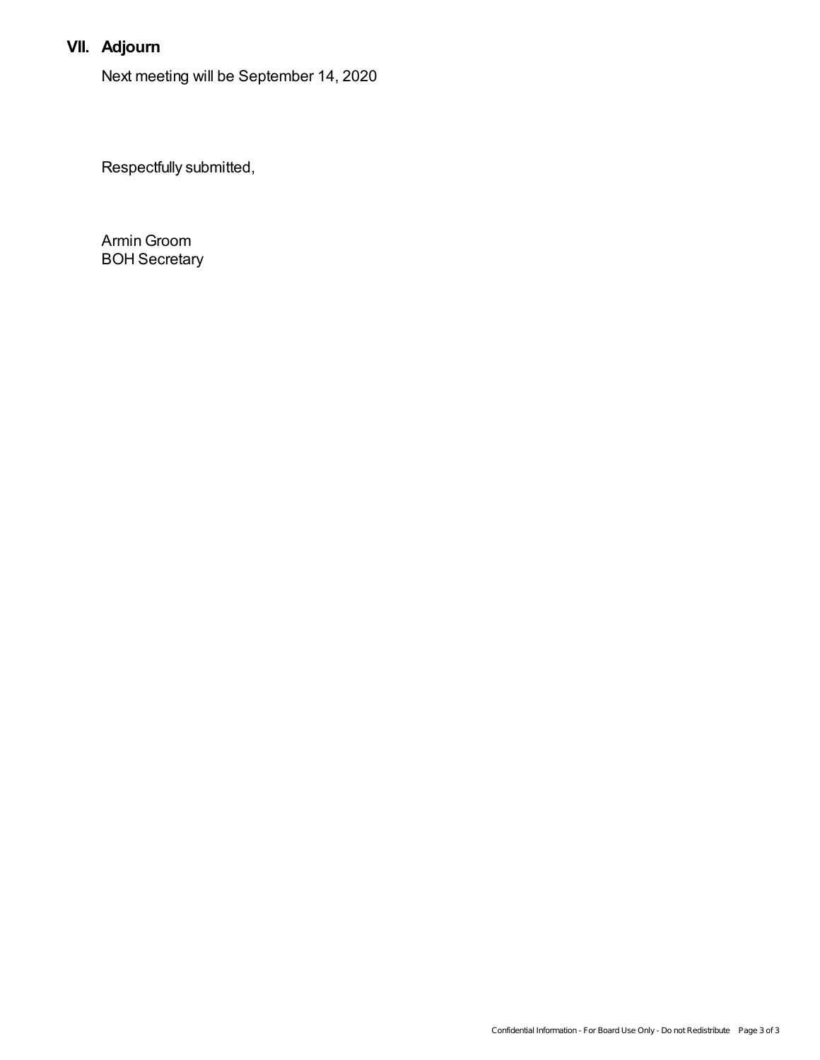## VII. Adjourn

Next meeting will be September 14, 2020

Respectfully submitted,

Armin Groom
BOH Secretary